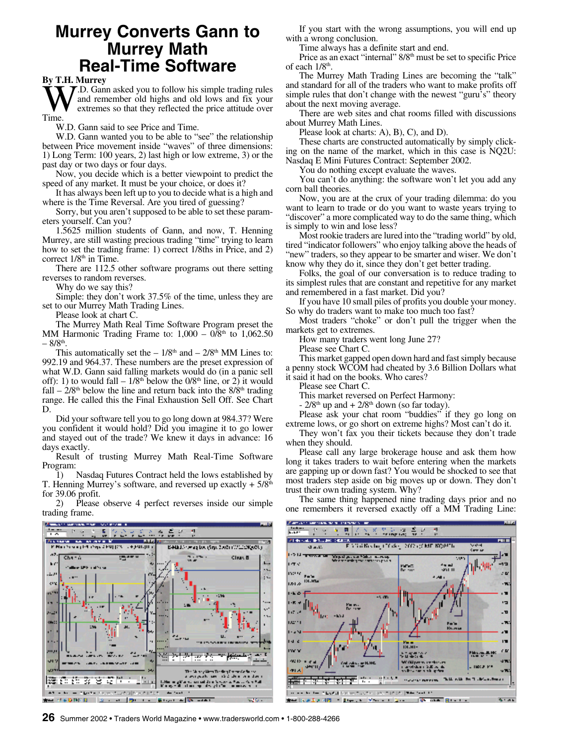# Murrey Converts Gann to Murrey Math Real-Time Software

**By T.H. Murrey**

W.D. Gann asked you to follow his simple trading rules and remember old highs and old lows and fix your extremes so that they reflected the price attitude over Time.

W.D. Gann said to see Price and Time.

W.D. Gann wanted you to be able to "see" the relationship between Price movement inside "waves" of three dimensions: 1) Long Term: 100 years, 2) last high or low extreme, 3) or the past day or two days or four days.

Now, you decide which is a better viewpoint to predict the speed of any market. It must be your choice, or does it?

It has always been left up to you to decide what is a high and where is the Time Reversal. Are you tired of guessing?

Sorry, but you aren't supposed to be able to set these parameters yourself. Can you?

1.5625 million students of Gann, and now, T. Henning Murrey, are still wasting precious trading "time" trying to learn how to set the trading frame: 1) correct 1/8ths in Price, and 2) correct 1/8th in Time.

There are 112.5 other software programs out there setting reverses to random reverses.

Why do we say this?

Simple: they don't work 37.5% of the time, unless they are set to our Murrey Math Trading Lines.

Please look at chart C.

The Murrey Math Real Time Software Program preset the MM Harmonic Trading Frame to: 1,000 – 0/8th to 1,062.50 – 8/8th.

This automatically set the – 1/8th and – 2/8th MM Lines to: 992.19 and 964.37. These numbers are the preset expression of what W.D. Gann said falling markets would do (in a panic sell off): 1) to would fall – 1/8th below the 0/8th line, or 2) it would fall – 2/8th below the line and return back into the 8/8th trading range. He called this the Final Exhaustion Sell Off. See Chart D.

Did your software tell you to go long down at 984.37? Were you confident it would hold? Did you imagine it to go lower and stayed out of the trade? We knew it days in advance: 16 days exactly.

Result of trusting Murrey Math Real-Time Software Program:

1) Nasdaq Futures Contract held the lows established by T. Henning Murrey's software, and reversed up exactly + 5/8th for 39.06 profit.

2) Please observe 4 perfect reverses inside our simple trading frame.

If you start with the wrong assumptions, you will end up with a wrong conclusion.

Time always has a definite start and end.

Price as an exact "internal" 8/8th must be set to specific Price of each 1/8th.

The Murrey Math Trading Lines are becoming the "talk" and standard for all of the traders who want to make profits off simple rules that don't change with the newest "guru's" theory about the next moving average.

There are web sites and chat rooms filled with discussions about Murrey Math Lines.

Please look at charts: A), B), C), and D).

These charts are constructed automatically by simply clicking on the name of the market, which in this case is NQ2U: Nasdaq E Mini Futures Contract: September 2002.

You do nothing except evaluate the waves.

You can't do anything: the software won't let you add any corn ball theories.

Now, you are at the crux of your trading dilemma: do you want to learn to trade or do you want to waste years trying to "discover" a more complicated way to do the same thing, which is simply to win and lose less?

Most rookie traders are lured into the "trading world" by old, tired "indicator followers" who enjoy talking above the heads of "new" traders, so they appear to be smarter and wiser. We don't know why they do it, since they don't get better trading.

Folks, the goal of our conversation is to reduce trading to its simplest rules that are constant and repetitive for any market and remembered in a fast market. Did you?

If you have 10 small piles of profits you double your money. So why do traders want to make too much too fast?

Most traders "choke" or don't pull the trigger when the markets get to extremes.

How many traders went long June 27?

Please see Chart C.

This market gapped open down hard and fast simply because a penny stock WCOM had cheated by 3.6 Billion Dollars what it said it had on the books. Who cares?

Please see Chart C.

This market reversed on Perfect Harmony:

- 2/8th up and + 2/8th down (so far today).

Please ask your chat room "buddies" if they go long on extreme lows, or go short on extreme highs? Most can't do it.

They won't fax you their tickets because they don't trade when they should.

Please call any large brokerage house and ask them how long it takes traders to wait before entering when the markets are gapping up or down fast? You would be shocked to see that most traders step aside on big moves up or down. They don't trust their own trading system. Why?

The same thing happened nine trading days prior and no one remembers it reversed exactly off a MM Trading Line: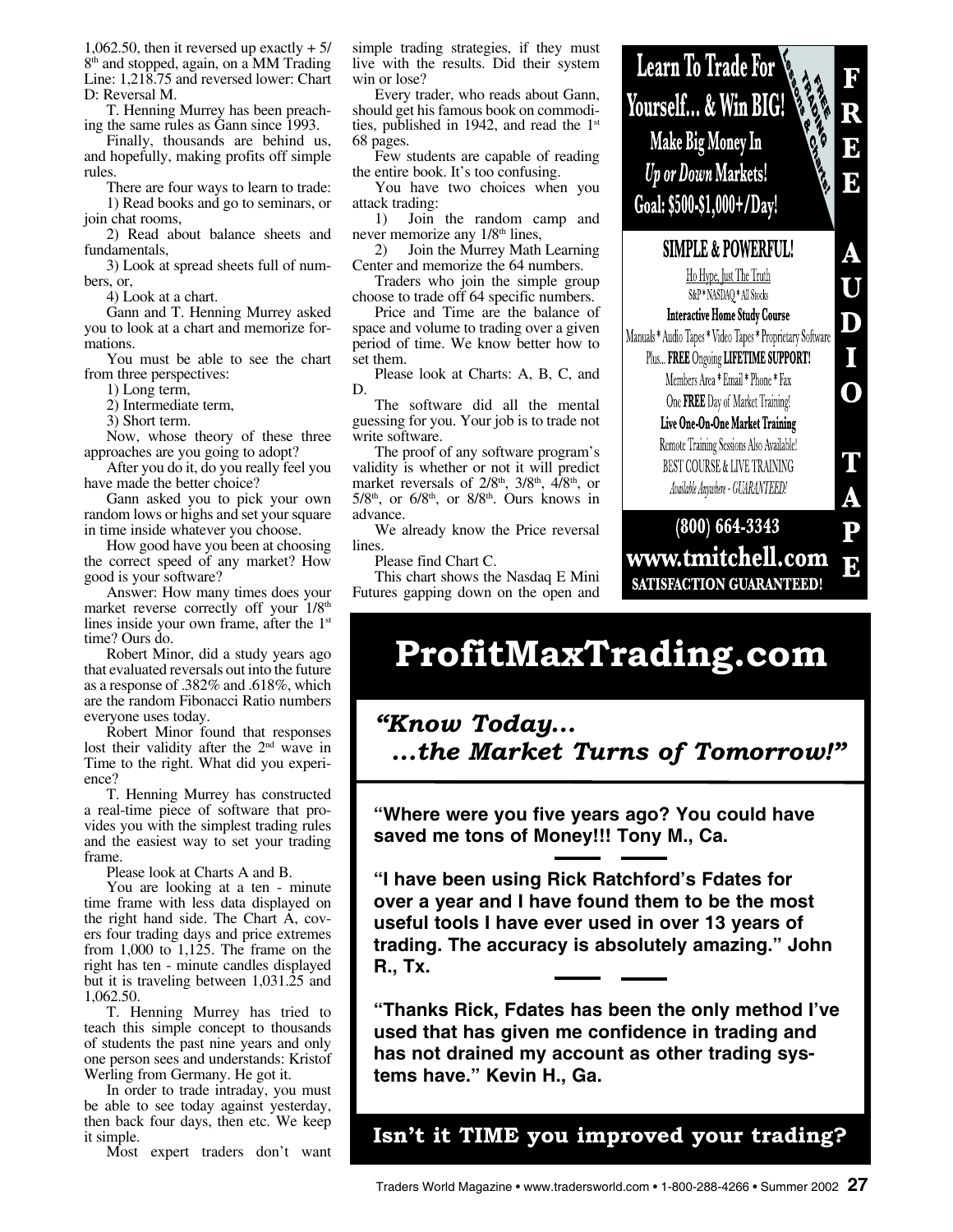1,062.50, then it reversed up exactly + 5/8th and stopped, again, on a MM Trading Line: 1,218.75 and reversed lower: Chart D: Reversal M.

T. Henning Murrey has been preaching the same rules as Gann since 1993.

Finally, thousands are behind us, and hopefully, making profits off simple rules.

There are four ways to learn to trade:

1) Read books and go to seminars, or join chat rooms,

2) Read about balance sheets and fundamentals,

3) Look at spread sheets full of numbers, or,

4) Look at a chart.

Gann and T. Henning Murrey asked you to look at a chart and memorize formations.

You must be able to see the chart from three perspectives:

1) Long term,

2) Intermediate term,

3) Short term.

Now, whose theory of these three approaches are you going to adopt?

After you do it, do you really feel you have made the better choice?

Gann asked you to pick your own random lows or highs and set your square in time inside whatever you choose.

How good have you been at choosing the correct speed of any market? How good is your software?

Answer: How many times does your market reverse correctly off your 1/8th lines inside your own frame, after the 1st time? Ours do.

Robert Minor, did a study years ago that evaluated reversals out into the future as a response of .382% and .618%, which are the random Fibonacci Ratio numbers everyone uses today.

Robert Minor found that responses lost their validity after the 2nd wave in Time to the right. What did you experience?

T. Henning Murrey has constructed a real-time piece of software that provides you with the simplest trading rules and the easiest way to set your trading frame.

Please look at Charts A and B.

You are looking at a ten - minute time frame with less data displayed on the right hand side. The Chart A, covers four trading days and price extremes from 1,000 to 1,125. The frame on the right has ten - minute candles displayed but it is traveling between 1,031.25 and 1,062.50.

T. Henning Murrey has tried to teach this simple concept to thousands of students the past nine years and only one person sees and understands: Kristof Werling from Germany. He got it.

In order to trade intraday, you must be able to see today against yesterday, then back four days, then etc. We keep it simple.

Most expert traders don't want simple trading strategies, if they must live with the results. Did their system win or lose?

Every trader, who reads about Gann, should get his famous book on commodities, published in 1942, and read the 1st 68 pages.

Few students are capable of reading the entire book. It's too confusing.

You have two choices when you attack trading:

1) Join the random camp and never memorize any 1/8th lines,

2) Join the Murrey Math Learning Center and memorize the 64 numbers.

Traders who join the simple group choose to trade off 64 specific numbers.

Price and Time are the balance of space and volume to trading over a given period of time. We know better how to set them.

Please look at Charts: A, B, C, and D.

The software did all the mental guessing for you. Your job is to trade not write software.

The proof of any software program's validity is whether or not it will predict market reversals of 2/8th, 3/8th, 4/8th, or 5/8th, or 6/8th, or 8/8th. Ours knows in advance.

We already know the Price reversal lines.

Please find Chart C.

This chart shows the Nasdaq E Mini Futures gapping down on the open and

---

**Learn To Trade For Yourself... & Win BIG!**
**Make Big Money In *Up or Down* Markets!**
**Goal: $500-$1,000+/Day!**

FREE Trading Lessons & Charts!

**FREE AUDIO TAPE**

**SIMPLE & POWERFUL!**

No Hype, Just The Truth

S&P * NASDAQ * All Stocks

**Interactive Home Study Course**

Manuals * Audio Tapes * Video Tapes * Proprietary Software

Plus... **FREE** Ongoing **LIFETIME SUPPORT!**

Members Area * Email * Phone * Fax

One **FREE** Day of Market Training!

**Live One-On-One Market Training**

Remote Training Sessions Also Available!

BEST COURSE & LIVE TRAINING

*Available Anywhere - GUARANTEED!*

**(800) 664-3343**

**www.tmitchell.com**

**SATISFACTION GUARANTEED!**

---

# ProfitMaxTrading.com

***"Know Today... ...the Market Turns of Tomorrow!"***

**"Where were you five years ago? You could have saved me tons of Money!!! Tony M., Ca.**

**"I have been using Rick Ratchford's Fdates for over a year and I have found them to be the most useful tools I have ever used in over 13 years of trading. The accuracy is absolutely amazing." John R., Tx.**

**"Thanks Rick, Fdates has been the only method I've used that has given me confidence in trading and has not drained my account as other trading systems have." Kevin H., Ga.**

**Isn't it TIME you improved your trading?**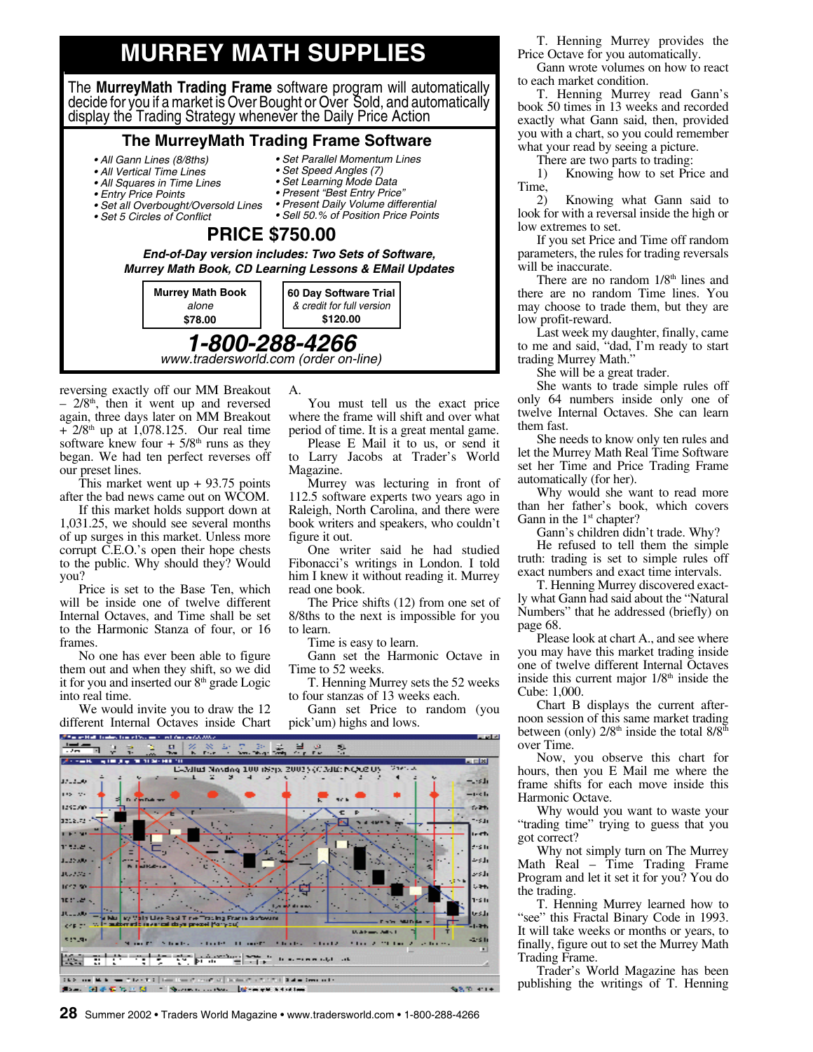# MURREY MATH SUPPLIES

The **MurreyMath Trading Frame** software program will automatically decide for you if a market is Over Bought or Over Sold, and automatically display the Trading Strategy whenever the Daily Price Action

## The MurreyMath Trading Frame Software

- *All Gann Lines (8/8ths)*
- *All Vertical Time Lines*
- *All Squares in Time Lines*
- *Entry Price Points*
- *Set all Overbought/Oversold Lines*
- *Set 5 Circles of Conflict*
- *Set Parallel Momentum Lines*
- *Set Speed Angles (7)*
- *Set Learning Mode Data*
- *Present "Best Entry Price"*
- *Present Daily Volume differential*
- *Sell 50.% of Position Price Points*

## PRICE $750.00

***End-of-Day version includes: Two Sets of Software, Murrey Math Book, CD Learning Lessons & EMail Updates***

| **Murrey Math Book** *alone* **$78.00** | **60 Day Software Trial** *& credit for full version* **$120.00** |
|---|---|

## *1-800-288-4266*

*www.tradersworld.com (order on-line)*

reversing exactly off our MM Breakout – 2/8th, then it went up and reversed again, three days later on MM Breakout + 2/8th up at 1,078.125. Our real time software knew four + 5/8th runs as they began. We had ten perfect reverses off our preset lines.

This market went up + 93.75 points after the bad news came out on WCOM.

If this market holds support down at 1,031.25, we should see several months of up surges in this market. Unless more corrupt C.E.O.'s open their hope chests to the public. Why should they? Would you?

Price is set to the Base Ten, which will be inside one of twelve different Internal Octaves, and Time shall be set to the Harmonic Stanza of four, or 16 frames.

No one has ever been able to figure them out and when they shift, so we did it for you and inserted our 8th grade Logic into real time.

We would invite you to draw the 12 different Internal Octaves inside Chart A.

You must tell us the exact price where the frame will shift and over what period of time. It is a great mental game.

Please E Mail it to us, or send it to Larry Jacobs at Trader's World Magazine.

Murrey was lecturing in front of 112.5 software experts two years ago in Raleigh, North Carolina, and there were book writers and speakers, who couldn't figure it out.

One writer said he had studied Fibonacci's writings in London. I told him I knew it without reading it. Murrey read one book.

The Price shifts (12) from one set of 8/8ths to the next is impossible for you to learn.

Time is easy to learn.

Gann set the Harmonic Octave in Time to 52 weeks.

T. Henning Murrey sets the 52 weeks to four stanzas of 13 weeks each.

Gann set Price to random (you pick'um) highs and lows.

T. Henning Murrey provides the Price Octave for you automatically.

Gann wrote volumes on how to react to each market condition.

T. Henning Murrey read Gann's book 50 times in 13 weeks and recorded exactly what Gann said, then, provided you with a chart, so you could remember what your read by seeing a picture.

There are two parts to trading:

1) Knowing how to set Price and Time,

2) Knowing what Gann said to look for with a reversal inside the high or low extremes to set.

If you set Price and Time off random parameters, the rules for trading reversals will be inaccurate.

There are no random 1/8th lines and there are no random Time lines. You may choose to trade them, but they are low profit-reward.

Last week my daughter, finally, came to me and said, "dad, I'm ready to start trading Murrey Math."

She will be a great trader.

She wants to trade simple rules off only 64 numbers inside only one of twelve Internal Octaves. She can learn them fast.

She needs to know only ten rules and let the Murrey Math Real Time Software set her Time and Price Trading Frame automatically (for her).

Why would she want to read more than her father's book, which covers Gann in the 1st chapter?

Gann's children didn't trade. Why?

He refused to tell them the simple truth: trading is set to simple rules off exact numbers and exact time intervals.

T. Henning Murrey discovered exactly what Gann had said about the "Natural Numbers" that he addressed (briefly) on page 68.

Please look at chart A., and see where you may have this market trading inside one of twelve different Internal Octaves inside this current major 1/8th inside the Cube: 1,000.

Chart B displays the current afternoon session of this same market trading between (only) 2/8th inside the total 8/8th over Time.

Now, you observe this chart for hours, then you E Mail me where the frame shifts for each move inside this Harmonic Octave.

Why would you want to waste your "trading time" trying to guess that you got correct?

Why not simply turn on The Murrey Math Real – Time Trading Frame Program and let it set it for you? You do the trading.

T. Henning Murrey learned how to "see" this Fractal Binary Code in 1993. It will take weeks or months or years, to finally, figure out to set the Murrey Math Trading Frame.

Trader's World Magazine has been publishing the writings of T. Henning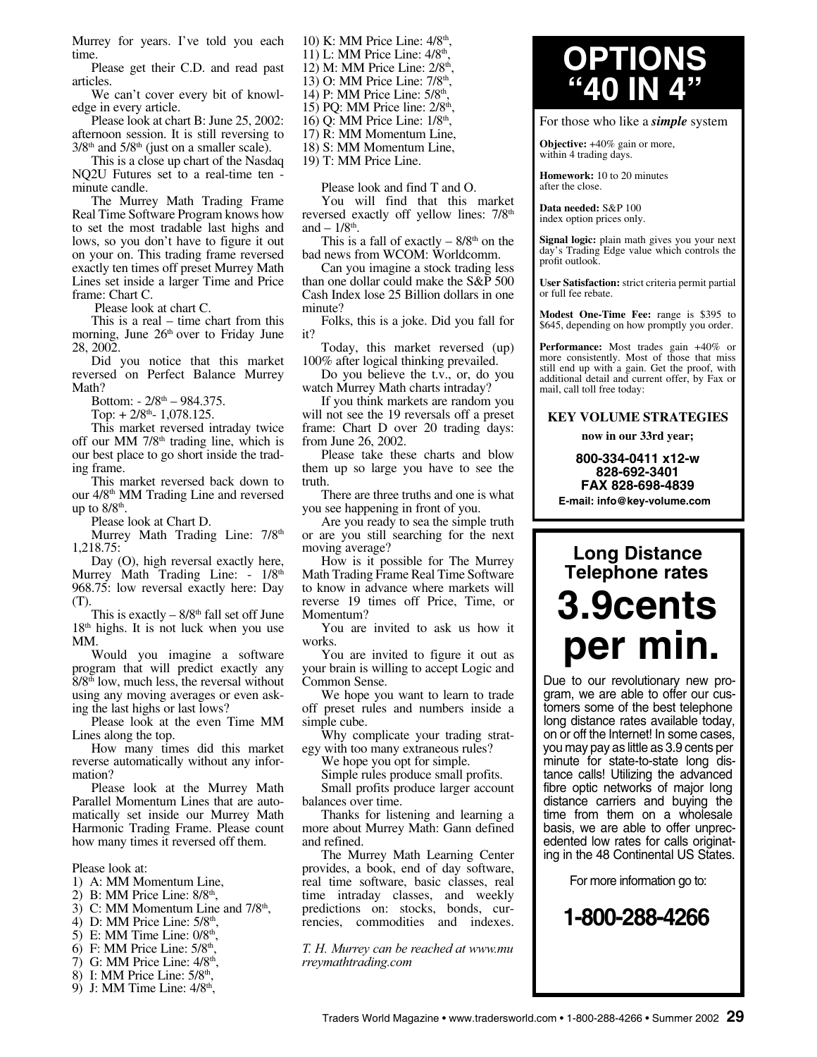Murrey for years. I've told you each time.

Please get their C.D. and read past articles.

We can't cover every bit of knowledge in every article.

Please look at chart B: June 25, 2002: afternoon session. It is still reversing to 3/8th and 5/8th (just on a smaller scale).

This is a close up chart of the Nasdaq NQ2U Futures set to a real-time ten - minute candle.

The Murrey Math Trading Frame Real Time Software Program knows how to set the most tradable last highs and lows, so you don't have to figure it out on your on. This trading frame reversed exactly ten times off preset Murrey Math Lines set inside a larger Time and Price frame: Chart C.

Please look at chart C.

This is a real – time chart from this morning, June 26th over to Friday June 28, 2002.

Did you notice that this market reversed on Perfect Balance Murrey Math?

Bottom: - 2/8th – 984.375.

Top: + 2/8th- 1,078.125.

This market reversed intraday twice off our MM 7/8th trading line, which is our best place to go short inside the trading frame.

This market reversed back down to our 4/8th MM Trading Line and reversed up to 8/8th.

Please look at Chart D.

Murrey Math Trading Line: 7/8th 1,218.75:

Day (O), high reversal exactly here, Murrey Math Trading Line: - 1/8th 968.75: low reversal exactly here: Day (T).

This is exactly – 8/8th fall set off June 18th highs. It is not luck when you use MM.

Would you imagine a software program that will predict exactly any 8/8th low, much less, the reversal without using any moving averages or even asking the last highs or last lows?

Please look at the even Time MM Lines along the top.

How many times did this market reverse automatically without any information?

Please look at the Murrey Math Parallel Momentum Lines that are automatically set inside our Murrey Math Harmonic Trading Frame. Please count how many times it reversed off them.

Please look at:

1) A: MM Momentum Line,
2) B: MM Price Line: 8/8th,
3) C: MM Momentum Line and 7/8th,
4) D: MM Price Line: 5/8th,
5) E: MM Time Line: 0/8th,
6) F: MM Price Line: 5/8th,
7) G: MM Price Line: 4/8th,
8) I: MM Price Line: 5/8th,
9) J: MM Time Line: 4/8th,
10) K: MM Price Line: 4/8th,
11) L: MM Price Line: 4/8th,
12) M: MM Price Line: 2/8th,
13) O: MM Price Line: 7/8th,
14) P: MM Price Line: 5/8th,
15) PQ: MM Price line: 2/8th,
16) Q: MM Price Line: 1/8th,
17) R: MM Momentum Line,
18) S: MM Momentum Line,
19) T: MM Price Line.

Please look and find T and O.

You will find that this market reversed exactly off yellow lines: 7/8th and – 1/8th.

This is a fall of exactly – 8/8th on the bad news from WCOM: Worldcomm.

Can you imagine a stock trading less than one dollar could make the S&P 500 Cash Index lose 25 Billion dollars in one minute?

Folks, this is a joke. Did you fall for it?

Today, this market reversed (up) 100% after logical thinking prevailed.

Do you believe the t.v., or, do you watch Murrey Math charts intraday?

If you think markets are random you will not see the 19 reversals off a preset frame: Chart D over 20 trading days: from June 26, 2002.

Please take these charts and blow them up so large you have to see the truth.

There are three truths and one is what you see happening in front of you.

Are you ready to sea the simple truth or are you still searching for the next moving average?

How is it possible for The Murrey Math Trading Frame Real Time Software to know in advance where markets will reverse 19 times off Price, Time, or Momentum?

You are invited to ask us how it works.

You are invited to figure it out as your brain is willing to accept Logic and Common Sense.

We hope you want to learn to trade off preset rules and numbers inside a simple cube.

Why complicate your trading strategy with too many extraneous rules?

We hope you opt for simple.

Simple rules produce small profits.

Small profits produce larger account balances over time.

Thanks for listening and learning a more about Murrey Math: Gann defined and refined.

The Murrey Math Learning Center provides, a book, end of day software, real time software, basic classes, real time intraday classes, and weekly predictions on: stocks, bonds, currencies, commodities and indexes.

*T. H. Murrey can be reached at www.murreymathtrading.com*

---

# OPTIONS "40 IN 4"

For those who like a ***simple*** system

**Objective:** +40% gain or more, within 4 trading days.

**Homework:** 10 to 20 minutes after the close.

**Data needed:** S&P 100 index option prices only.

**Signal logic:** plain math gives you your next day's Trading Edge value which controls the profit outlook.

**User Satisfaction:** strict criteria permit partial or full fee rebate.

**Modest One-Time Fee:** range is $395 to $645, depending on how promptly you order.

**Performance:** Most trades gain +40% or more consistently. Most of those that miss still end up with a gain. Get the proof, with additional detail and current offer, by Fax or mail, call toll free today:

**KEY VOLUME STRATEGIES**

**now in our 33rd year;**

**800-334-0411 x12-w**
**828-692-3401**
**FAX 828-698-4839**
**E-mail: info@key-volume.com**

---

## Long Distance Telephone rates

# 3.9cents per min.

Due to our revolutionary new program, we are able to offer our customers some of the best telephone long distance rates available today, on or off the Internet! In some cases, you may pay as little as 3.9 cents per minute for state-to-state long distance calls! Utilizing the advanced fibre optic networks of major long distance carriers and buying the time from them on a wholesale basis, we are able to offer unprecedented low rates for calls originating in the 48 Continental US States.

For more information go to:

**1-800-288-4266**